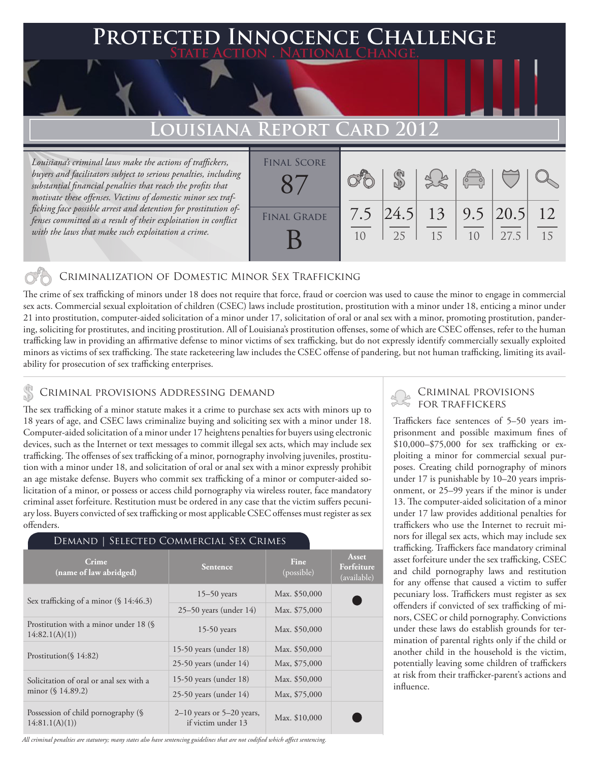# Protected Innocence Challenge

**State Action . National Change.**

## Louisiana Report Card 2012

*Louisiana's criminal laws make the actions of traffickers, buyers and facilitators subject to serious penalties, including substantial financial penalties that reach the profits that motivate these offenses. Victims of domestic minor sex trafficking face possible arrest and detention for prostitution offenses committed as a result of their exploitation in conflict with the laws that make such exploitation a crime.*

| Final Score | Final Grade |
|---|---|
| 87 | B |

| Criminalization | Demand | Traffickers | Facilitators | Protective Provisions | Investigation |
|---|---|---|---|---|---|
| 7.5 / 10 | 24.5 / 25 | 13 / 15 | 9.5 / 10 | 20.5 / 27.5 | 12 / 15 |

### Criminalization of Domestic Minor Sex Trafficking

The crime of sex trafficking of minors under 18 does not require that force, fraud or coercion was used to cause the minor to engage in commercial sex acts. Commercial sexual exploitation of children (CSEC) laws include prostitution, prostitution with a minor under 18, enticing a minor under 21 into prostitution, computer-aided solicitation of a minor under 17, solicitation of oral or anal sex with a minor, promoting prostitution, pandering, soliciting for prostitutes, and inciting prostitution. All of Louisiana's prostitution offenses, some of which are CSEC offenses, refer to the human trafficking law in providing an affirmative defense to minor victims of sex trafficking, but do not expressly identify commercially sexually exploited minors as victims of sex trafficking. The state racketeering law includes the CSEC offense of pandering, but not human trafficking, limiting its availability for prosecution of sex trafficking enterprises.

### Criminal provisions Addressing demand

The sex trafficking of a minor statute makes it a crime to purchase sex acts with minors up to 18 years of age, and CSEC laws criminalize buying and soliciting sex with a minor under 18. Computer-aided solicitation of a minor under 17 heightens penalties for buyers using electronic devices, such as the Internet or text messages to commit illegal sex acts, which may include sex trafficking. The offenses of sex trafficking of a minor, pornography involving juveniles, prostitution with a minor under 18, and solicitation of oral or anal sex with a minor expressly prohibit an age mistake defense. Buyers who commit sex trafficking of a minor or computer-aided solicitation of a minor, or possess or access child pornography via wireless router, face mandatory criminal asset forfeiture. Restitution must be ordered in any case that the victim suffers pecuniary loss. Buyers convicted of sex trafficking or most applicable CSEC offenses must register as sex offenders.

#### Demand | Selected Commercial Sex Crimes

| Crime (name of law abridged) | Sentence | Fine (possible) | Asset Forfeiture (available) |
|---|---|---|---|
| Sex trafficking of a minor (§ 14:46.3) | 15–50 years | Max. $50,000 | ● |
| | 25–50 years (under 14) | Max. $75,000 | |
| Prostitution with a minor under 18 (§ 14:82.1(A)(1)) | 15-50 years | Max. $50,000 | |
| Prostitution(§ 14:82) | 15-50 years (under 18) | Max. $50,000 | |
| | 25-50 years (under 14) | Max, $75,000 | |
| Solicitation of oral or anal sex with a minor (§ 14.89.2) | 15-50 years (under 18) | Max. $50,000 | |
| | 25-50 years (under 14) | Max, $75,000 | |
| Possession of child pornography (§ 14:81.1(A)(1)) | 2–10 years or 5–20 years, if victim under 13 | Max. $10,000 | ● |

*All criminal penalties are statutory; many states also have sentencing guidelines that are not codified which affect sentencing.*

### Criminal provisions for traffickers

Traffickers face sentences of 5–50 years imprisonment and possible maximum fines of $10,000–$75,000 for sex trafficking or exploiting a minor for commercial sexual purposes. Creating child pornography of minors under 17 is punishable by 10–20 years imprisonment, or 25–99 years if the minor is under 13. The computer-aided solicitation of a minor under 17 law provides additional penalties for traffickers who use the Internet to recruit minors for illegal sex acts, which may include sex trafficking. Traffickers face mandatory criminal asset forfeiture under the sex trafficking, CSEC and child pornography laws and restitution for any offense that caused a victim to suffer pecuniary loss. Traffickers must register as sex offenders if convicted of sex trafficking of minors, CSEC or child pornography. Convictions under these laws do establish grounds for termination of parental rights only if the child or another child in the household is the victim, potentially leaving some children of traffickers at risk from their trafficker-parent's actions and influence.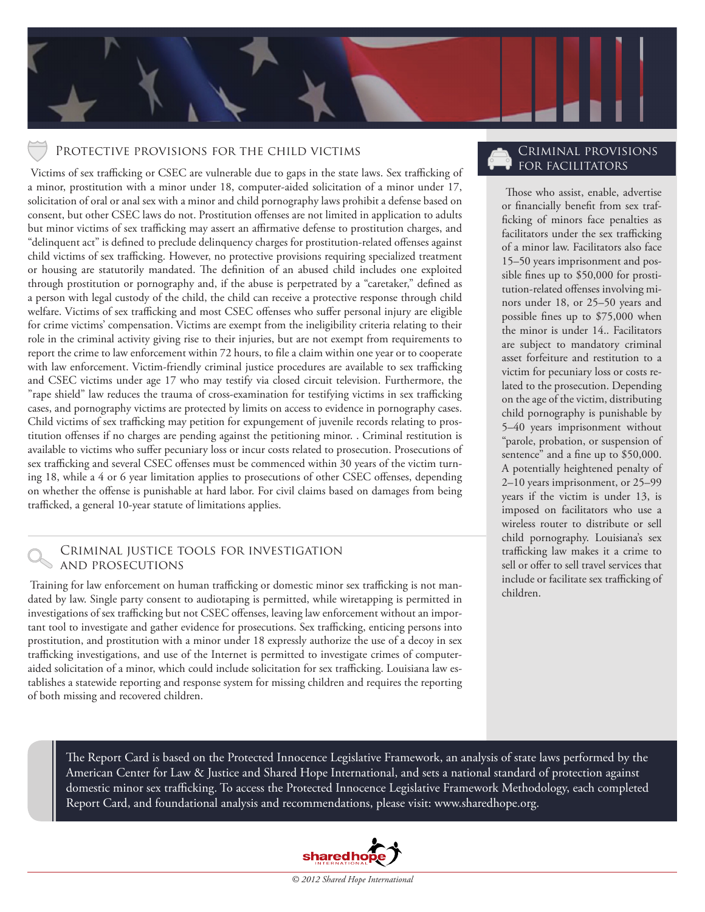## Protective provisions for the child victims

Victims of sex trafficking or CSEC are vulnerable due to gaps in the state laws. Sex trafficking of a minor, prostitution with a minor under 18, computer-aided solicitation of a minor under 17, solicitation of oral or anal sex with a minor and child pornography laws prohibit a defense based on consent, but other CSEC laws do not. Prostitution offenses are not limited in application to adults but minor victims of sex trafficking may assert an affirmative defense to prostitution charges, and "delinquent act" is defined to preclude delinquency charges for prostitution-related offenses against child victims of sex trafficking. However, no protective provisions requiring specialized treatment or housing are statutorily mandated. The definition of an abused child includes one exploited through prostitution or pornography and, if the abuse is perpetrated by a "caretaker," defined as a person with legal custody of the child, the child can receive a protective response through child welfare. Victims of sex trafficking and most CSEC offenses who suffer personal injury are eligible for crime victims' compensation. Victims are exempt from the ineligibility criteria relating to their role in the criminal activity giving rise to their injuries, but are not exempt from requirements to report the crime to law enforcement within 72 hours, to file a claim within one year or to cooperate with law enforcement. Victim-friendly criminal justice procedures are available to sex trafficking and CSEC victims under age 17 who may testify via closed circuit television. Furthermore, the "rape shield" law reduces the trauma of cross-examination for testifying victims in sex trafficking cases, and pornography victims are protected by limits on access to evidence in pornography cases. Child victims of sex trafficking may petition for expungement of juvenile records relating to prostitution offenses if no charges are pending against the petitioning minor. . Criminal restitution is available to victims who suffer pecuniary loss or incur costs related to prosecution. Prosecutions of sex trafficking and several CSEC offenses must be commenced within 30 years of the victim turning 18, while a 4 or 6 year limitation applies to prosecutions of other CSEC offenses, depending on whether the offense is punishable at hard labor. For civil claims based on damages from being trafficked, a general 10-year statute of limitations applies.

## Criminal justice tools for investigation and prosecutions

Training for law enforcement on human trafficking or domestic minor sex trafficking is not mandated by law. Single party consent to audiotaping is permitted, while wiretapping is permitted in investigations of sex trafficking but not CSEC offenses, leaving law enforcement without an important tool to investigate and gather evidence for prosecutions. Sex trafficking, enticing persons into prostitution, and prostitution with a minor under 18 expressly authorize the use of a decoy in sex trafficking investigations, and use of the Internet is permitted to investigate crimes of computer-aided solicitation of a minor, which could include solicitation for sex trafficking. Louisiana law establishes a statewide reporting and response system for missing children and requires the reporting of both missing and recovered children.

## Criminal provisions for facilitators

Those who assist, enable, advertise or financially benefit from sex trafficking of minors face penalties as facilitators under the sex trafficking of a minor law. Facilitators also face 15–50 years imprisonment and possible fines up to $50,000 for prostitution-related offenses involving minors under 18, or 25–50 years and possible fines up to $75,000 when the minor is under 14.. Facilitators are subject to mandatory criminal asset forfeiture and restitution to a victim for pecuniary loss or costs related to the prosecution. Depending on the age of the victim, distributing child pornography is punishable by 5–40 years imprisonment without "parole, probation, or suspension of sentence" and a fine up to $50,000. A potentially heightened penalty of 2–10 years imprisonment, or 25–99 years if the victim is under 13, is imposed on facilitators who use a wireless router to distribute or sell child pornography. Louisiana's sex trafficking law makes it a crime to sell or offer to sell travel services that include or facilitate sex trafficking of children.

The Report Card is based on the Protected Innocence Legislative Framework, an analysis of state laws performed by the American Center for Law & Justice and Shared Hope International, and sets a national standard of protection against domestic minor sex trafficking. To access the Protected Innocence Legislative Framework Methodology, each completed Report Card, and foundational analysis and recommendations, please visit: www.sharedhope.org.

sharedhope INTERNATIONAL

*© 2012 Shared Hope International*